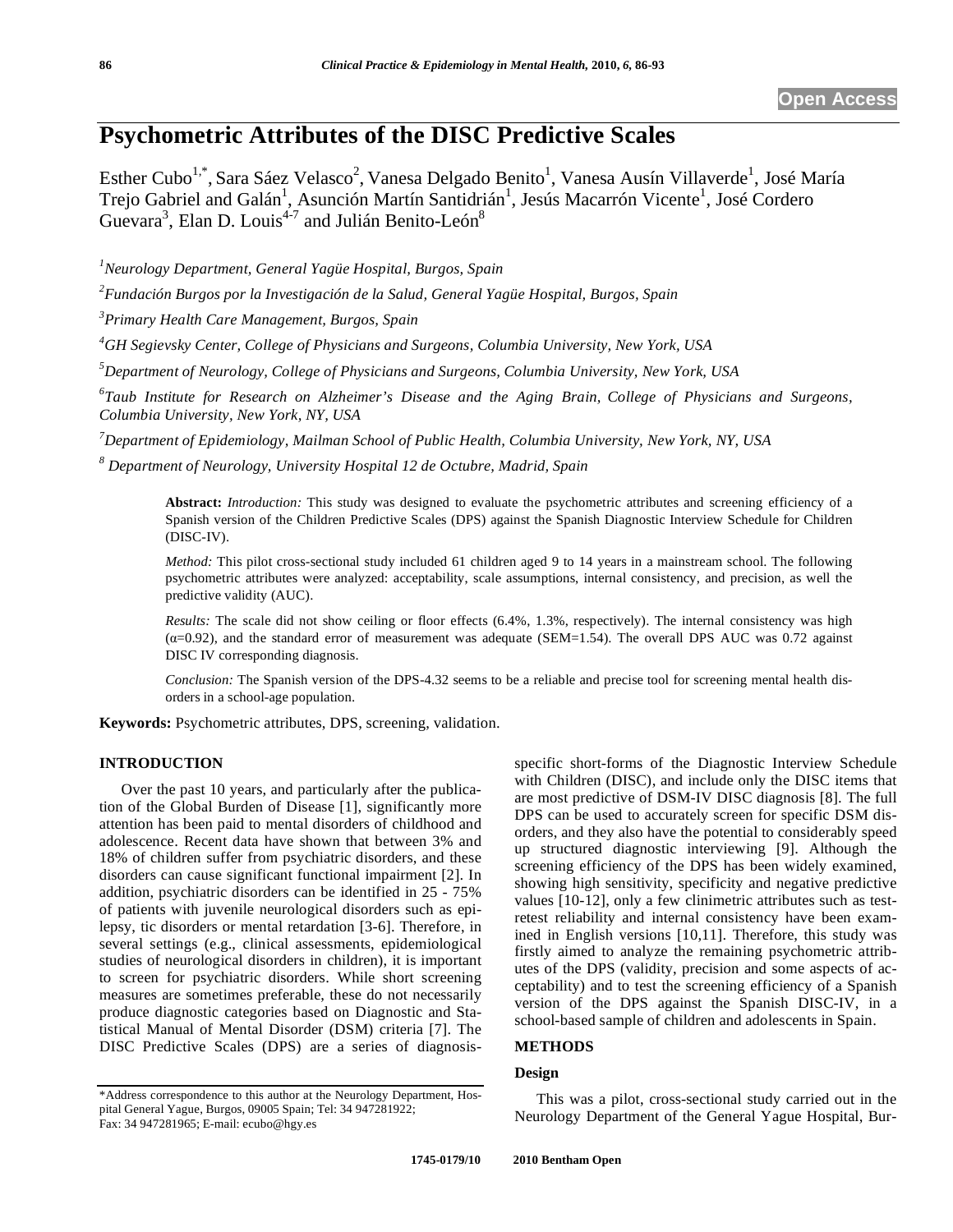Open Access

# Psychometric Attributes of the DISC Predictive Scales

Esther Cubo[1,*], Sara Sáez Velasco[2], Vanesa Delgado Benito[1], Vanesa Ausín Villaverde[1], José María Trejo Gabriel and Galán[1], Asunción Martín Santidrián[1], Jesús Macarrón Vicente[1], José Cordero Guevara[3], Elan D. Louis[4-7] and Julián Benito-León[8]

*[1]Neurology Department, General Yagüe Hospital, Burgos, Spain*

*[2]Fundación Burgos por la Investigación de la Salud, General Yagüe Hospital, Burgos, Spain*

*[3]Primary Health Care Management, Burgos, Spain*

*[4]GH Segievsky Center, College of Physicians and Surgeons, Columbia University, New York, USA*

*[5]Department of Neurology, College of Physicians and Surgeons, Columbia University, New York, USA*

*[6]Taub Institute for Research on Alzheimer's Disease and the Aging Brain, College of Physicians and Surgeons, Columbia University, New York, NY, USA*

*[7]Department of Epidemiology, Mailman School of Public Health, Columbia University, New York, NY, USA*

*[8] Department of Neurology, University Hospital 12 de Octubre, Madrid, Spain*

**Abstract:** *Introduction:* This study was designed to evaluate the psychometric attributes and screening efficiency of a Spanish version of the Children Predictive Scales (DPS) against the Spanish Diagnostic Interview Schedule for Children (DISC-IV).

*Method:* This pilot cross-sectional study included 61 children aged 9 to 14 years in a mainstream school. The following psychometric attributes were analyzed: acceptability, scale assumptions, internal consistency, and precision, as well the predictive validity (AUC).

*Results:* The scale did not show ceiling or floor effects (6.4%, 1.3%, respectively). The internal consistency was high ($\alpha$=0.92), and the standard error of measurement was adequate (SEM=1.54). The overall DPS AUC was 0.72 against DISC IV corresponding diagnosis.

*Conclusion:* The Spanish version of the DPS-4.32 seems to be a reliable and precise tool for screening mental health disorders in a school-age population.

**Keywords:** Psychometric attributes, DPS, screening, validation.

## INTRODUCTION

Over the past 10 years, and particularly after the publication of the Global Burden of Disease [1], significantly more attention has been paid to mental disorders of childhood and adolescence. Recent data have shown that between 3% and 18% of children suffer from psychiatric disorders, and these disorders can cause significant functional impairment [2]. In addition, psychiatric disorders can be identified in 25 - 75% of patients with juvenile neurological disorders such as epilepsy, tic disorders or mental retardation [3-6]. Therefore, in several settings (e.g., clinical assessments, epidemiological studies of neurological disorders in children), it is important to screen for psychiatric disorders. While short screening measures are sometimes preferable, these do not necessarily produce diagnostic categories based on Diagnostic and Statistical Manual of Mental Disorder (DSM) criteria [7]. The DISC Predictive Scales (DPS) are a series of diagnosis-specific short-forms of the Diagnostic Interview Schedule with Children (DISC), and include only the DISC items that are most predictive of DSM-IV DISC diagnosis [8]. The full DPS can be used to accurately screen for specific DSM disorders, and they also have the potential to considerably speed up structured diagnostic interviewing [9]. Although the screening efficiency of the DPS has been widely examined, showing high sensitivity, specificity and negative predictive values [10-12], only a few clinimetric attributes such as test-retest reliability and internal consistency have been examined in English versions [10,11]. Therefore, this study was firstly aimed to analyze the remaining psychometric attributes of the DPS (validity, precision and some aspects of acceptability) and to test the screening efficiency of a Spanish version of the DPS against the Spanish DISC-IV, in a school-based sample of children and adolescents in Spain.

## METHODS

### Design

This was a pilot, cross-sectional study carried out in the Neurology Department of the General Yague Hospital, Bur-

*Address correspondence to this author at the Neurology Department, Hospital General Yague, Burgos, 09005 Spain; Tel: 34 947281922; Fax: 34 947281965; E-mail: ecubo@hgy.es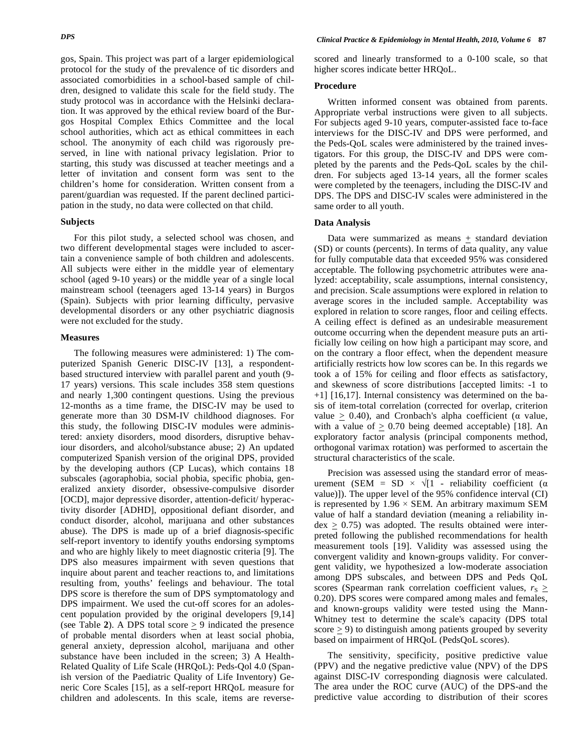gos, Spain. This project was part of a larger epidemiological protocol for the study of the prevalence of tic disorders and associated comorbidities in a school-based sample of children, designed to validate this scale for the field study. The study protocol was in accordance with the Helsinki declaration. It was approved by the ethical review board of the Burgos Hospital Complex Ethics Committee and the local school authorities, which act as ethical committees in each school. The anonymity of each child was rigorously preserved, in line with national privacy legislation. Prior to starting, this study was discussed at teacher meetings and a letter of invitation and consent form was sent to the children's home for consideration. Written consent from a parent/guardian was requested. If the parent declined participation in the study, no data were collected on that child.

### Subjects

For this pilot study, a selected school was chosen, and two different developmental stages were included to ascertain a convenience sample of both children and adolescents. All subjects were either in the middle year of elementary school (aged 9-10 years) or the middle year of a single local mainstream school (teenagers aged 13-14 years) in Burgos (Spain). Subjects with prior learning difficulty, pervasive developmental disorders or any other psychiatric diagnosis were not excluded for the study.

### Measures

The following measures were administered: 1) The computerized Spanish Generic DISC-IV [13], a respondent-based structured interview with parallel parent and youth (9-17 years) versions. This scale includes 358 stem questions and nearly 1,300 contingent questions. Using the previous 12-months as a time frame, the DISC-IV may be used to generate more than 30 DSM-IV childhood diagnoses. For this study, the following DISC-IV modules were administered: anxiety disorders, mood disorders, disruptive behaviour disorders, and alcohol/substance abuse; 2) An updated computerized Spanish version of the original DPS, provided by the developing authors (CP Lucas), which contains 18 subscales (agoraphobia, social phobia, specific phobia, generalized anxiety disorder, obsessive-compulsive disorder [OCD], major depressive disorder, attention-deficit/ hyperactivity disorder [ADHD], oppositional defiant disorder, and conduct disorder, alcohol, marijuana and other substances abuse). The DPS is made up of a brief diagnosis-specific self-report inventory to identify youths endorsing symptoms and who are highly likely to meet diagnostic criteria [9]. The DPS also measures impairment with seven questions that inquire about parent and teacher reactions to, and limitations resulting from, youths' feelings and behaviour. The total DPS score is therefore the sum of DPS symptomatology and DPS impairment. We used the cut-off scores for an adolescent population provided by the original developers [9,14] (see Table **2**). A DPS total score $\geq$ 9 indicated the presence of probable mental disorders when at least social phobia, general anxiety, depression alcohol, marijuana and other substance have been included in the screen; 3) A Health-Related Quality of Life Scale (HRQoL): Peds-Qol 4.0 (Spanish version of the Paediatric Quality of Life Inventory) Generic Core Scales [15], as a self-report HRQoL measure for children and adolescents. In this scale, items are reverse-scored and linearly transformed to a 0-100 scale, so that higher scores indicate better HRQoL.

### Procedure

Written informed consent was obtained from parents. Appropriate verbal instructions were given to all subjects. For subjects aged 9-10 years, computer-assisted face to-face interviews for the DISC-IV and DPS were performed, and the Peds-QoL scales were administered by the trained investigators. For this group, the DISC-IV and DPS were completed by the parents and the Peds-QoL scales by the children. For subjects aged 13-14 years, all the former scales were completed by the teenagers, including the DISC-IV and DPS. The DPS and DISC-IV scales were administered in the same order to all youth.

### Data Analysis

Data were summarized as means $\pm$ standard deviation (SD) or counts (percents). In terms of data quality, any value for fully computable data that exceeded 95% was considered acceptable. The following psychometric attributes were analyzed: acceptability, scale assumptions, internal consistency, and precision. Scale assumptions were explored in relation to average scores in the included sample. Acceptability was explored in relation to score ranges, floor and ceiling effects. A ceiling effect is defined as an undesirable measurement outcome occurring when the dependent measure puts an artificially low ceiling on how high a participant may score, and on the contrary a floor effect, when the dependent measure artificially restricts how low scores can be. In this regards we took a of 15% for ceiling and floor effects as satisfactory, and skewness of score distributions [accepted limits: -1 to +1] [16,17]. Internal consistency was determined on the basis of item-total correlation (corrected for overlap, criterion value $\geq$ 0.40), and Cronbach's alpha coefficient ($\alpha$ value, with a value of $\geq$ 0.70 being deemed acceptable) [18]. An exploratory factor analysis (principal components method, orthogonal varimax rotation) was performed to ascertain the structural characteristics of the scale.

Precision was assessed using the standard error of measurement (SEM = SD $\times$ $\sqrt{[1 - \text{reliability coefficient } (\alpha \text{ value})]}$). The upper level of the 95% confidence interval (CI) is represented by 1.96 $\times$ SEM. An arbitrary maximum SEM value of half a standard deviation (meaning a reliability index $\geq$ 0.75) was adopted. The results obtained were interpreted following the published recommendations for health measurement tools [19]. Validity was assessed using the convergent validity and known-groups validity. For convergent validity, we hypothesized a low-moderate association among DPS subscales, and between DPS and Peds QoL scores (Spearman rank correlation coefficient values, $r_S \geq$ 0.20). DPS scores were compared among males and females, and known-groups validity were tested using the Mann-Whitney test to determine the scale's capacity (DPS total score $\geq$ 9) to distinguish among patients grouped by severity based on impairment of HRQoL (PedsQoL scores).

The sensitivity, specificity, positive predictive value (PPV) and the negative predictive value (NPV) of the DPS against DISC-IV corresponding diagnosis were calculated. The area under the ROC curve (AUC) of the DPS-and the predictive value according to distribution of their scores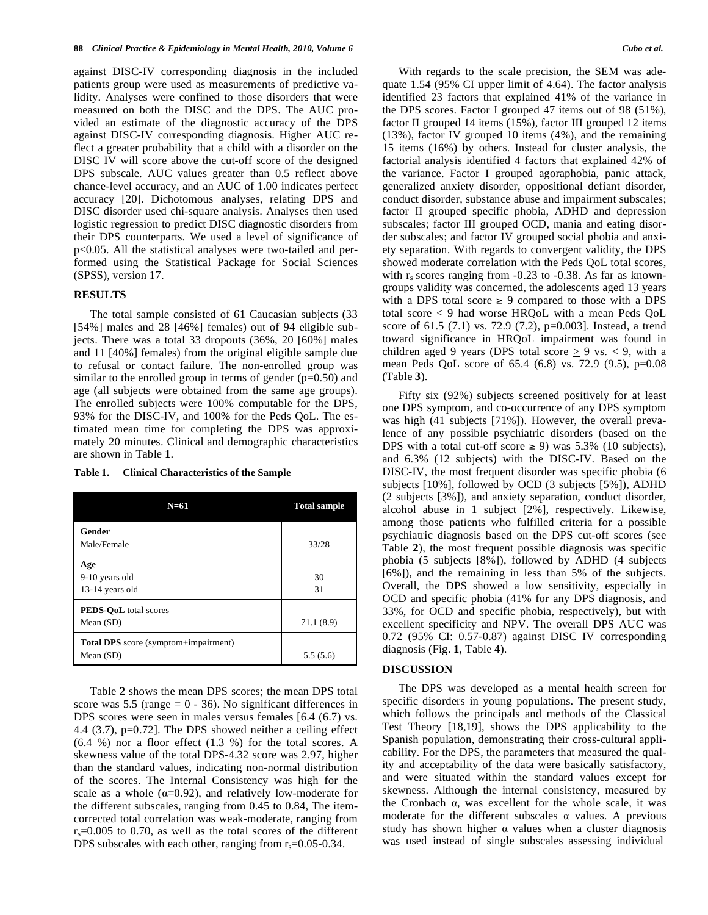against DISC-IV corresponding diagnosis in the included patients group were used as measurements of predictive validity. Analyses were confined to those disorders that were measured on both the DISC and the DPS. The AUC provided an estimate of the diagnostic accuracy of the DPS against DISC-IV corresponding diagnosis. Higher AUC reflect a greater probability that a child with a disorder on the DISC IV will score above the cut-off score of the designed DPS subscale. AUC values greater than 0.5 reflect above chance-level accuracy, and an AUC of 1.00 indicates perfect accuracy [20]. Dichotomous analyses, relating DPS and DISC disorder used chi-square analysis. Analyses then used logistic regression to predict DISC diagnostic disorders from their DPS counterparts. We used a level of significance of p<0.05. All the statistical analyses were two-tailed and performed using the Statistical Package for Social Sciences (SPSS), version 17.

## RESULTS

The total sample consisted of 61 Caucasian subjects (33 [54%] males and 28 [46%] females) out of 94 eligible subjects. There was a total 33 dropouts (36%, 20 [60%] males and 11 [40%] females) from the original eligible sample due to refusal or contact failure. The non-enrolled group was similar to the enrolled group in terms of gender (p=0.50) and age (all subjects were obtained from the same age groups). The enrolled subjects were 100% computable for the DPS, 93% for the DISC-IV, and 100% for the Peds QoL. The estimated mean time for completing the DPS was approximately 20 minutes. Clinical and demographic characteristics are shown in Table **1**.

**Table 1. Clinical Characteristics of the Sample**

| N=61 | Total sample |
|---|---|
| **Gender** | |
| Male/Female | 33/28 |
| **Age** | |
| 9-10 years old | 30 |
| 13-14 years old | 31 |
| **PEDS-QoL** total scores | |
| Mean (SD) | 71.1 (8.9) |
| **Total DPS** score (symptom+impairment) | |
| Mean (SD) | 5.5 (5.6) |

Table **2** shows the mean DPS scores; the mean DPS total score was 5.5 (range = 0 - 36). No significant differences in DPS scores were seen in males versus females [6.4 (6.7) vs. 4.4 (3.7), p=0.72]. The DPS showed neither a ceiling effect (6.4 %) nor a floor effect (1.3 %) for the total scores. A skewness value of the total DPS-4.32 score was 2.97, higher than the standard values, indicating non-normal distribution of the scores. The Internal Consistency was high for the scale as a whole ($\alpha$=0.92), and relatively low-moderate for the different subscales, ranging from 0.45 to 0.84, The item-corrected total correlation was weak-moderate, ranging from $r_s$=0.005 to 0.70, as well as the total scores of the different DPS subscales with each other, ranging from $r_s$=0.05-0.34.

With regards to the scale precision, the SEM was adequate 1.54 (95% CI upper limit of 4.64). The factor analysis identified 23 factors that explained 41% of the variance in the DPS scores. Factor I grouped 47 items out of 98 (51%), factor II grouped 14 items (15%), factor III grouped 12 items (13%), factor IV grouped 10 items (4%), and the remaining 15 items (16%) by others. Instead for cluster analysis, the factorial analysis identified 4 factors that explained 42% of the variance. Factor I grouped agoraphobia, panic attack, generalized anxiety disorder, oppositional defiant disorder, conduct disorder, substance abuse and impairment subscales; factor II grouped specific phobia, ADHD and depression subscales; factor III grouped OCD, mania and eating disorder subscales; and factor IV grouped social phobia and anxiety separation. With regards to convergent validity, the DPS showed moderate correlation with the Peds QoL total scores, with $r_s$ scores ranging from -0.23 to -0.38. As far as known-groups validity was concerned, the adolescents aged 13 years with a DPS total score ≥ 9 compared to those with a DPS total score < 9 had worse HRQoL with a mean Peds QoL score of 61.5 (7.1) vs. 72.9 (7.2), p=0.003]. Instead, a trend toward significance in HRQoL impairment was found in children aged 9 years (DPS total score ≥ 9 vs. < 9, with a mean Peds QoL score of 65.4 (6.8) vs. 72.9 (9.5), p=0.08 (Table **3**).

Fifty six (92%) subjects screened positively for at least one DPS symptom, and co-occurrence of any DPS symptom was high (41 subjects [71%]). However, the overall prevalence of any possible psychiatric disorders (based on the DPS with a total cut-off score ≥ 9) was 5.3% (10 subjects), and 6.3% (12 subjects) with the DISC-IV. Based on the DISC-IV, the most frequent disorder was specific phobia (6 subjects [10%], followed by OCD (3 subjects [5%]), ADHD (2 subjects [3%]), and anxiety separation, conduct disorder, alcohol abuse in 1 subject [2%], respectively. Likewise, among those patients who fulfilled criteria for a possible psychiatric diagnosis based on the DPS cut-off scores (see Table **2**), the most frequent possible diagnosis was specific phobia (5 subjects [8%]), followed by ADHD (4 subjects [6%]), and the remaining in less than 5% of the subjects. Overall, the DPS showed a low sensitivity, especially in OCD and specific phobia (41% for any DPS diagnosis, and 33%, for OCD and specific phobia, respectively), but with excellent specificity and NPV. The overall DPS AUC was 0.72 (95% CI: 0.57-0.87) against DISC IV corresponding diagnosis (Fig. **1**, Table **4**).

## DISCUSSION

The DPS was developed as a mental health screen for specific disorders in young populations. The present study, which follows the principals and methods of the Classical Test Theory [18,19], shows the DPS applicability to the Spanish population, demonstrating their cross-cultural applicability. For the DPS, the parameters that measured the quality and acceptability of the data were basically satisfactory, and were situated within the standard values except for skewness. Although the internal consistency, measured by the Cronbach $\alpha$, was excellent for the whole scale, it was moderate for the different subscales $\alpha$ values. A previous study has shown higher $\alpha$ values when a cluster diagnosis was used instead of single subscales assessing individual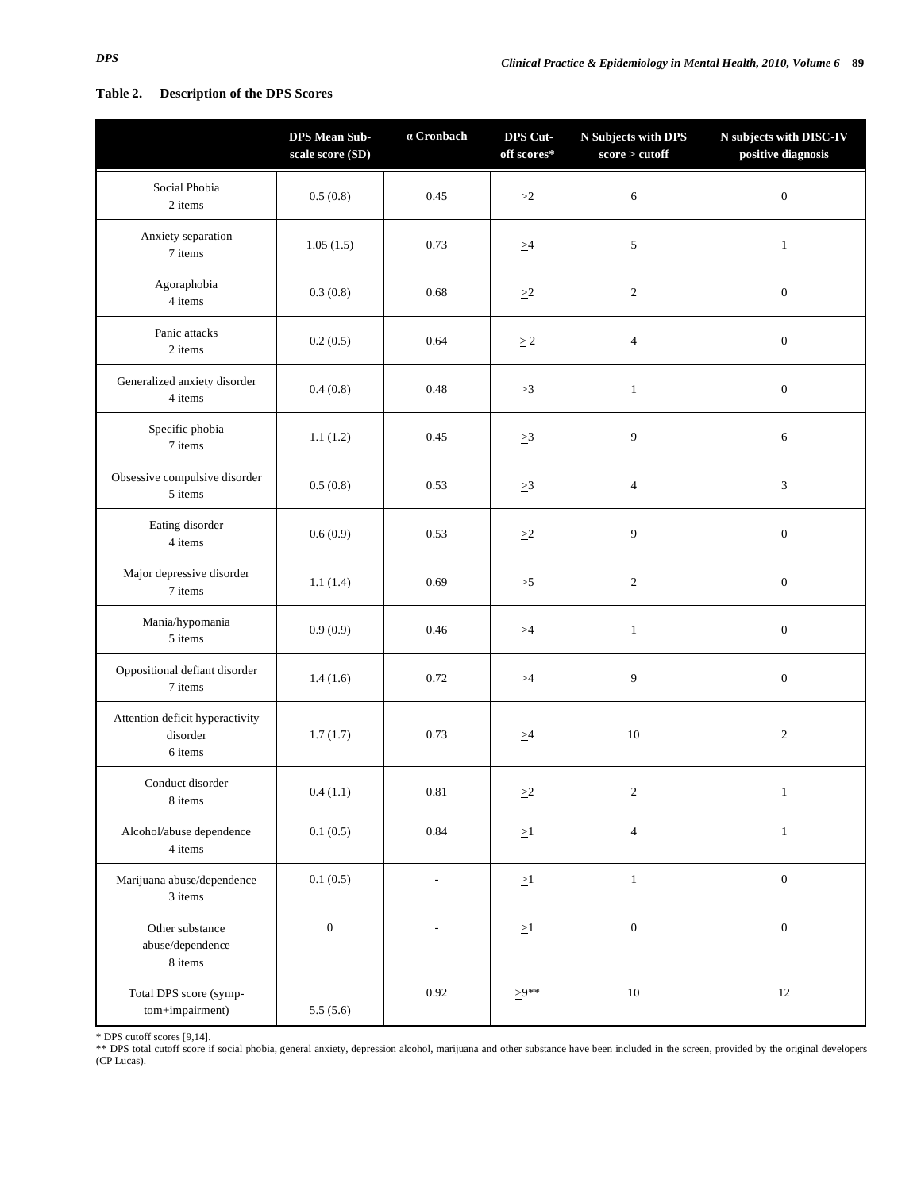**Table 2. Description of the DPS Scores**

| | DPS Mean Sub-scale score (SD) | α Cronbach | DPS Cut-off scores* | N Subjects with DPS score ≥ cutoff | N subjects with DISC-IV positive diagnosis |
|---|---|---|---|---|---|
| Social Phobia 2 items | 0.5 (0.8) | 0.45 | ≥2 | 6 | 0 |
| Anxiety separation 7 items | 1.05 (1.5) | 0.73 | ≥4 | 5 | 1 |
| Agoraphobia 4 items | 0.3 (0.8) | 0.68 | ≥2 | 2 | 0 |
| Panic attacks 2 items | 0.2 (0.5) | 0.64 | ≥ 2 | 4 | 0 |
| Generalized anxiety disorder 4 items | 0.4 (0.8) | 0.48 | ≥3 | 1 | 0 |
| Specific phobia 7 items | 1.1 (1.2) | 0.45 | ≥3 | 9 | 6 |
| Obsessive compulsive disorder 5 items | 0.5 (0.8) | 0.53 | ≥3 | 4 | 3 |
| Eating disorder 4 items | 0.6 (0.9) | 0.53 | ≥2 | 9 | 0 |
| Major depressive disorder 7 items | 1.1 (1.4) | 0.69 | ≥5 | 2 | 0 |
| Mania/hypomania 5 items | 0.9 (0.9) | 0.46 | >4 | 1 | 0 |
| Oppositional defiant disorder 7 items | 1.4 (1.6) | 0.72 | ≥4 | 9 | 0 |
| Attention deficit hyperactivity disorder 6 items | 1.7 (1.7) | 0.73 | ≥4 | 10 | 2 |
| Conduct disorder 8 items | 0.4 (1.1) | 0.81 | ≥2 | 2 | 1 |
| Alcohol/abuse dependence 4 items | 0.1 (0.5) | 0.84 | ≥1 | 4 | 1 |
| Marijuana abuse/dependence 3 items | 0.1 (0.5) | - | ≥1 | 1 | 0 |
| Other substance abuse/dependence 8 items | 0 | - | ≥1 | 0 | 0 |
| Total DPS score (symptom+impairment) | 5.5 (5.6) | 0.92 | ≥9** | 10 | 12 |

* DPS cutoff scores [9,14].
** DPS total cutoff score if social phobia, general anxiety, depression alcohol, marijuana and other substance have been included in the screen, provided by the original developers (CP Lucas).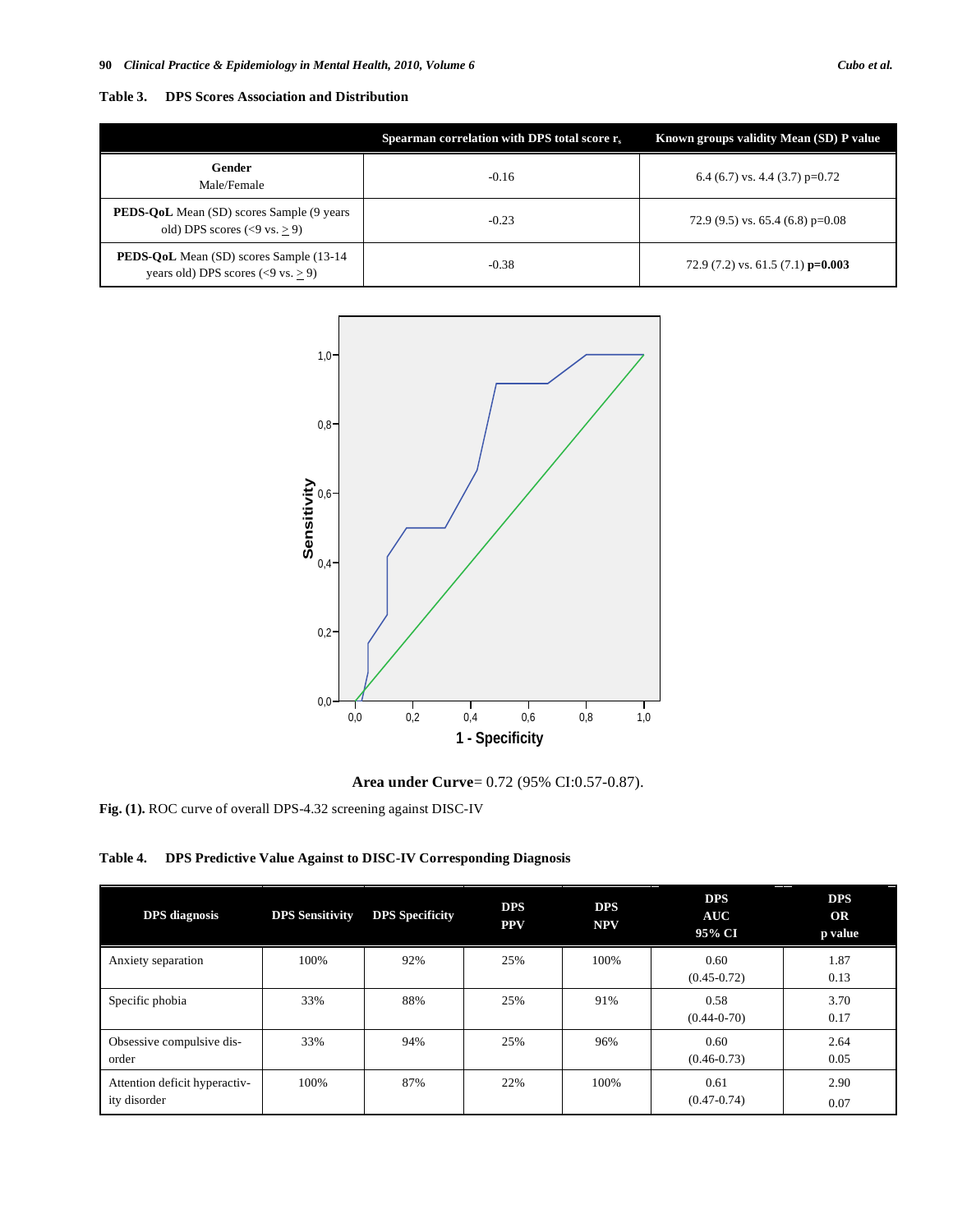**Table 3. DPS Scores Association and Distribution**

| | Spearman correlation with DPS total score $r_s$ | Known groups validity Mean (SD) P value |
|---|---|---|
| **Gender** Male/Female | -0.16 | 6.4 (6.7) vs. 4.4 (3.7) p=0.72 |
| **PEDS-QoL** Mean (SD) scores Sample (9 years old) DPS scores (<9 vs. ≥ 9) | -0.23 | 72.9 (9.5) vs. 65.4 (6.8) p=0.08 |
| **PEDS-QoL** Mean (SD) scores Sample (13-14 years old) DPS scores (<9 vs. ≥ 9) | -0.38 | 72.9 (7.2) vs. 61.5 (7.1) **p=0.003** |

**Area under Curve**= 0.72 (95% CI:0.57-0.87).

**Fig. (1).** ROC curve of overall DPS-4.32 screening against DISC-IV

**Table 4. DPS Predictive Value Against to DISC-IV Corresponding Diagnosis**

| DPS diagnosis | DPS Sensitivity | DPS Specificity | DPS PPV | DPS NPV | DPS AUC 95% CI | DPS OR p value |
|---|---|---|---|---|---|---|
| Anxiety separation | 100% | 92% | 25% | 100% | 0.60 (0.45-0.72) | 1.87 0.13 |
| Specific phobia | 33% | 88% | 25% | 91% | 0.58 (0.44-0-70) | 3.70 0.17 |
| Obsessive compulsive disorder | 33% | 94% | 25% | 96% | 0.60 (0.46-0.73) | 2.64 0.05 |
| Attention deficit hyperactivity disorder | 100% | 87% | 22% | 100% | 0.61 (0.47-0.74) | 2.90 0.07 |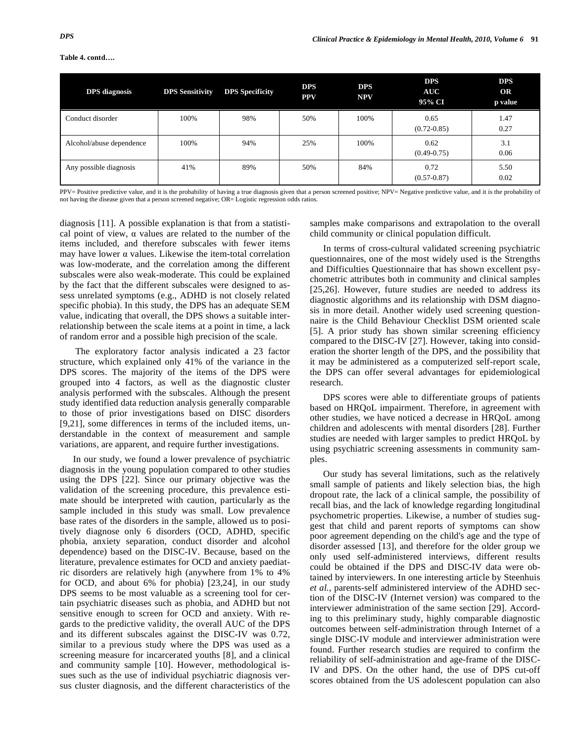**Table 4. contd….**

| DPS diagnosis | DPS Sensitivity | DPS Specificity | DPS PPV | DPS NPV | DPS AUC 95% CI | DPS OR p value |
|---|---|---|---|---|---|---|
| Conduct disorder | 100% | 98% | 50% | 100% | 0.65 (0.72-0.85) | 1.47 0.27 |
| Alcohol/abuse dependence | 100% | 94% | 25% | 100% | 0.62 (0.49-0.75) | 3.1 0.06 |
| Any possible diagnosis | 41% | 89% | 50% | 84% | 0.72 (0.57-0.87) | 5.50 0.02 |

PPV= Positive predictive value, and it is the probability of having a true diagnosis given that a person screened positive; NPV= Negative predictive value, and it is the probability of not having the disease given that a person screened negative; OR= Logistic regression odds ratios.

diagnosis [11]. A possible explanation is that from a statistical point of view, α values are related to the number of the items included, and therefore subscales with fewer items may have lower α values. Likewise the item-total correlation was low-moderate, and the correlation among the different subscales were also weak-moderate. This could be explained by the fact that the different subscales were designed to assess unrelated symptoms (e.g., ADHD is not closely related specific phobia). In this study, the DPS has an adequate SEM value, indicating that overall, the DPS shows a suitable interrelationship between the scale items at a point in time, a lack of random error and a possible high precision of the scale.

The exploratory factor analysis indicated a 23 factor structure, which explained only 41% of the variance in the DPS scores. The majority of the items of the DPS were grouped into 4 factors, as well as the diagnostic cluster analysis performed with the subscales. Although the present study identified data reduction analysis generally comparable to those of prior investigations based on DISC disorders [9,21], some differences in terms of the included items, understandable in the context of measurement and sample variations, are apparent, and require further investigations.

In our study, we found a lower prevalence of psychiatric diagnosis in the young population compared to other studies using the DPS [22]. Since our primary objective was the validation of the screening procedure, this prevalence estimate should be interpreted with caution, particularly as the sample included in this study was small. Low prevalence base rates of the disorders in the sample, allowed us to positively diagnose only 6 disorders (OCD, ADHD, specific phobia, anxiety separation, conduct disorder and alcohol dependence) based on the DISC-IV. Because, based on the literature, prevalence estimates for OCD and anxiety paediatric disorders are relatively high (anywhere from 1% to 4% for OCD, and about 6% for phobia) [23,24], in our study DPS seems to be most valuable as a screening tool for certain psychiatric diseases such as phobia, and ADHD but not sensitive enough to screen for OCD and anxiety. With regards to the predictive validity, the overall AUC of the DPS and its different subscales against the DISC-IV was 0.72, similar to a previous study where the DPS was used as a screening measure for incarcerated youths [8], and a clinical and community sample [10]. However, methodological issues such as the use of individual psychiatric diagnosis versus cluster diagnosis, and the different characteristics of the samples make comparisons and extrapolation to the overall child community or clinical population difficult.

In terms of cross-cultural validated screening psychiatric questionnaires, one of the most widely used is the Strengths and Difficulties Questionnaire that has shown excellent psychometric attributes both in community and clinical samples [25,26]. However, future studies are needed to address its diagnostic algorithms and its relationship with DSM diagnosis in more detail. Another widely used screening questionnaire is the Child Behaviour Checklist DSM oriented scale [5]. A prior study has shown similar screening efficiency compared to the DISC-IV [27]. However, taking into consideration the shorter length of the DPS, and the possibility that it may be administered as a computerized self-report scale, the DPS can offer several advantages for epidemiological research.

DPS scores were able to differentiate groups of patients based on HRQoL impairment. Therefore, in agreement with other studies, we have noticed a decrease in HRQoL among children and adolescents with mental disorders [28]. Further studies are needed with larger samples to predict HRQoL by using psychiatric screening assessments in community samples.

Our study has several limitations, such as the relatively small sample of patients and likely selection bias, the high dropout rate, the lack of a clinical sample, the possibility of recall bias, and the lack of knowledge regarding longitudinal psychometric properties. Likewise, a number of studies suggest that child and parent reports of symptoms can show poor agreement depending on the child's age and the type of disorder assessed [13], and therefore for the older group we only used self-administered interviews, different results could be obtained if the DPS and DISC-IV data were obtained by interviewers. In one interesting article by Steenhuis *et al.*, parents-self administered interview of the ADHD section of the DISC-IV (Internet version) was compared to the interviewer administration of the same section [29]. According to this preliminary study, highly comparable diagnostic outcomes between self-administration through Internet of a single DISC-IV module and interviewer administration were found. Further research studies are required to confirm the reliability of self-administration and age-frame of the DISC-IV and DPS. On the other hand, the use of DPS cut-off scores obtained from the US adolescent population can also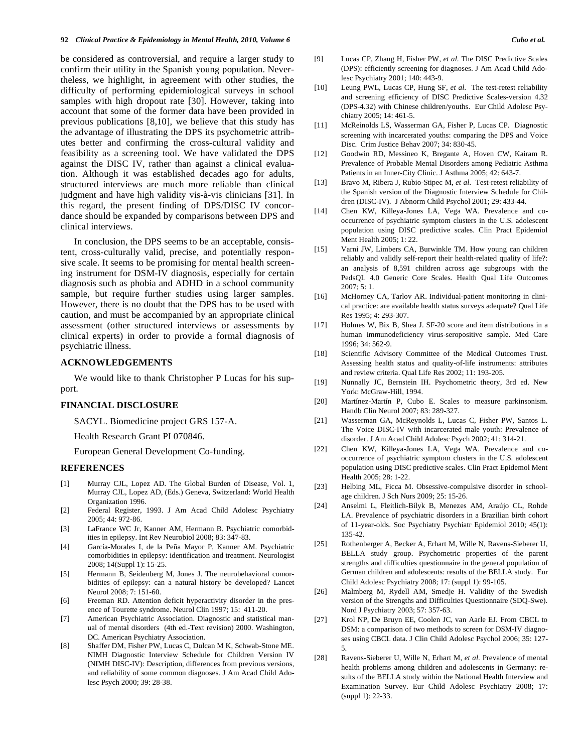be considered as controversial, and require a larger study to confirm their utility in the Spanish young population. Nevertheless, we highlight, in agreement with other studies, the difficulty of performing epidemiological surveys in school samples with high dropout rate [30]. However, taking into account that some of the former data have been provided in previous publications [8,10], we believe that this study has the advantage of illustrating the DPS its psychometric attributes better and confirming the cross-cultural validity and feasibility as a screening tool. We have validated the DPS against the DISC IV, rather than against a clinical evaluation. Although it was established decades ago for adults, structured interviews are much more reliable than clinical judgment and have high validity vis-à-vis clinicians [31]. In this regard, the present finding of DPS/DISC IV concordance should be expanded by comparisons between DPS and clinical interviews.

In conclusion, the DPS seems to be an acceptable, consistent, cross-culturally valid, precise, and potentially responsive scale. It seems to be promising for mental health screening instrument for DSM-IV diagnosis, especially for certain diagnosis such as phobia and ADHD in a school community sample, but require further studies using larger samples. However, there is no doubt that the DPS has to be used with caution, and must be accompanied by an appropriate clinical assessment (other structured interviews or assessments by clinical experts) in order to provide a formal diagnosis of psychiatric illness.

## ACKNOWLEDGEMENTS

We would like to thank Christopher P Lucas for his support.

## FINANCIAL DISCLOSURE

SACYL. Biomedicine project GRS 157-A.

Health Research Grant PI 070846.

European General Development Co-funding.

## REFERENCES

[1] Murray CJL, Lopez AD. The Global Burden of Disease, Vol. 1, Murray CJL, Lopez AD, (Eds.) Geneva, Switzerland: World Health Organization 1996.

[2] Federal Register, 1993. J Am Acad Child Adolesc Psychiatry 2005; 44: 972-86.

[3] LaFrance WC Jr, Kanner AM, Hermann B. Psychiatric comorbidities in epilepsy. Int Rev Neurobiol 2008; 83: 347-83.

[4] García-Morales I, de la Peña Mayor P, Kanner AM. Psychiatric comorbidities in epilepsy: identification and treatment. Neurologist 2008; 14(Suppl 1): 15-25.

[5] Hermann B, Seidenberg M, Jones J. The neurobehavioral comorbidities of epilepsy: can a natural history be developed? Lancet Neurol 2008; 7: 151-60.

[6] Freeman RD. Attention deficit hyperactivity disorder in the presence of Tourette syndrome. Neurol Clin 1997; 15: 411-20.

[7] American Psychiatric Association. Diagnostic and statistical manual of mental disorders (4th ed.-Text revision) 2000. Washington, DC. American Psychiatry Association.

[8] Shaffer DM, Fisher PW, Lucas C, Dulcan M K, Schwab-Stone ME. NIMH Diagnostic Interview Schedule for Children Version IV (NIMH DISC-IV): Description, differences from previous versions, and reliability of some common diagnoses. J Am Acad Child Adolesc Psych 2000; 39: 28-38.

[9] Lucas CP, Zhang H, Fisher PW, *et al.* The DISC Predictive Scales (DPS): efficiently screening for diagnoses. J Am Acad Child Adolesc Psychiatry 2001; 140: 443-9.

[10] Leung PWL, Lucas CP, Hung SF, *et al.* The test-retest reliability and screening efficiency of DISC Predictive Scales-version 4.32 (DPS-4.32) with Chinese children/youths. Eur Child Adolesc Psychiatry 2005; 14: 461-5.

[11] McReinolds LS, Wasserman GA, Fisher P, Lucas CP. Diagnostic screening with incarcerated youths: comparing the DPS and Voice Disc. Crim Justice Behav 2007; 34: 830-45.

[12] Goodwin RD, Messineo K, Bregante A, Hoven CW, Kairam R. Prevalence of Probable Mental Disorders among Pediatric Asthma Patients in an Inner-City Clinic. J Asthma 2005; 42: 643-7.

[13] Bravo M, Ribera J, Rubio-Stipec M, *et al.* Test-retest reliability of the Spanish version of the Diagnostic Interview Schedule for Children (DISC-IV). J Abnorm Child Psychol 2001; 29: 433-44.

[14] Chen KW, Killeya-Jones LA, Vega WA. Prevalence and co-occurrence of psychiatric symptom clusters in the U.S. adolescent population using DISC predictive scales. Clin Pract Epidemiol Ment Health 2005; 1: 22.

[15] Varni JW, Limbers CA, Burwinkle TM. How young can children reliably and validly self-report their health-related quality of life?: an analysis of 8,591 children across age subgroups with the PedsQL 4.0 Generic Core Scales. Health Qual Life Outcomes 2007; 5: 1.

[16] McHorney CA, Tarlov AR. Individual-patient monitoring in clinical practice: are available health status surveys adequate? Qual Life Res 1995; 4: 293-307.

[17] Holmes W, Bix B, Shea J. SF-20 score and item distributions in a human immunodeficiency virus-seropositive sample. Med Care 1996; 34: 562-9.

[18] Scientific Advisory Committee of the Medical Outcomes Trust. Assessing health status and quality-of-life instruments: attributes and review criteria. Qual Life Res 2002; 11: 193-205.

[19] Nunnally JC, Bernstein IH. Psychometric theory, 3rd ed. New York: McGraw-Hill, 1994.

[20] Martínez-Martín P, Cubo E. Scales to measure parkinsonism. Handb Clin Neurol 2007; 83: 289-327.

[21] Wasserman GA, McReynolds L, Lucas C, Fisher PW, Santos L. The Voice DISC-IV with incarcerated male youth: Prevalence of disorder. J Am Acad Child Adolesc Psych 2002; 41: 314-21.

[22] Chen KW, Killeya-Jones LA, Vega WA. Prevalence and co-occurrence of psychiatric symptom clusters in the U.S. adolescent population using DISC predictive scales. Clin Pract Epidemol Ment Health 2005; 28: 1-22.

[23] Helbing ML, Ficca M. Obsessive-compulsive disorder in school-age children. J Sch Nurs 2009; 25: 15-26.

[24] Anselmi L, Fleitlich-Bilyk B, Menezes AM, Araújo CL, Rohde LA. Prevalence of psychiatric disorders in a Brazilian birth cohort of 11-year-olds. Soc Psychiatry Psychiatr Epidemiol 2010; 45(1): 135-42.

[25] Rothenberger A, Becker A, Erhart M, Wille N, Ravens-Sieberer U, BELLA study group. Psychometric properties of the parent strengths and difficulties questionnaire in the general population of German children and adolescents: results of the BELLA study. Eur Child Adolesc Psychiatry 2008; 17: (suppl 1): 99-105.

[26] Malmberg M, Rydell AM, Smedje H. Validity of the Swedish version of the Strengths and Difficulties Questionnaire (SDQ-Swe). Nord J Psychiatry 2003; 57: 357-63.

[27] Krol NP, De Bruyn EE, Coolen JC, van Aarle EJ. From CBCL to DSM: a comparison of two methods to screen for DSM-IV diagnoses using CBCL data. J Clin Child Adolesc Psychol 2006; 35: 127-5.

[28] Ravens-Sieberer U, Wille N, Erhart M, *et al.* Prevalence of mental health problems among children and adolescents in Germany: results of the BELLA study within the National Health Interview and Examination Survey. Eur Child Adolesc Psychiatry 2008; 17: (suppl 1): 22-33.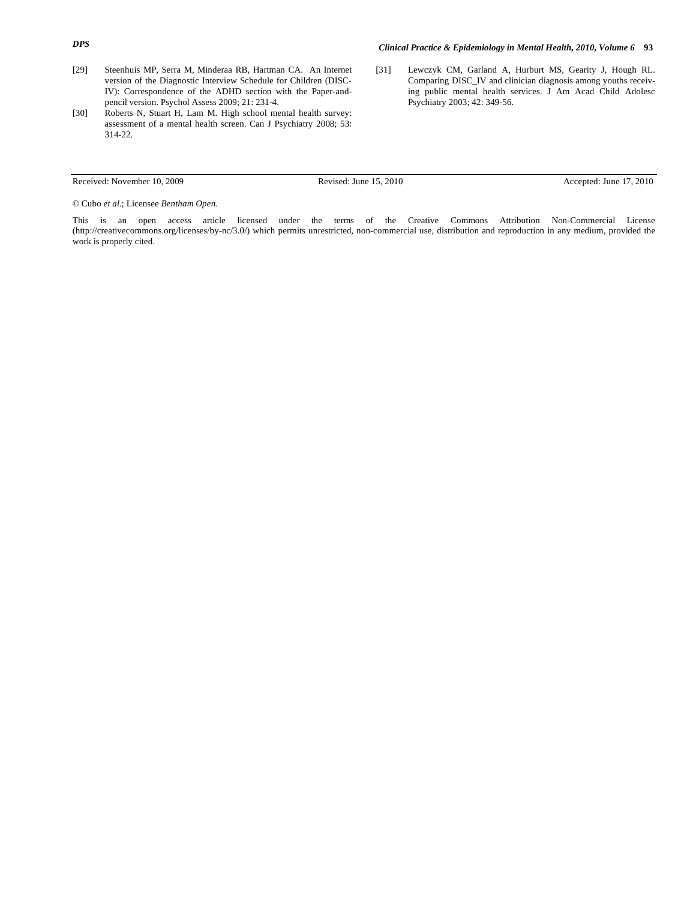[29] Steenhuis MP, Serra M, Minderaa RB, Hartman CA. An Internet version of the Diagnostic Interview Schedule for Children (DISC-IV): Correspondence of the ADHD section with the Paper-and-pencil version. Psychol Assess 2009; 21: 231-4.

[30] Roberts N, Stuart H, Lam M. High school mental health survey: assessment of a mental health screen. Can J Psychiatry 2008; 53: 314-22.

[31] Lewczyk CM, Garland A, Hurburt MS, Gearity J, Hough RL. Comparing DISC_IV and clinician diagnosis among youths receiving public mental health services. J Am Acad Child Adolesc Psychiatry 2003; 42: 349-56.

Received: November 10, 2009 Revised: June 15, 2010 Accepted: June 17, 2010

© Cubo *et al.*; Licensee *Bentham Open*.

This is an open access article licensed under the terms of the Creative Commons Attribution Non-Commercial License (http://creativecommons.org/licenses/by-nc/3.0/) which permits unrestricted, non-commercial use, distribution and reproduction in any medium, provided the work is properly cited.